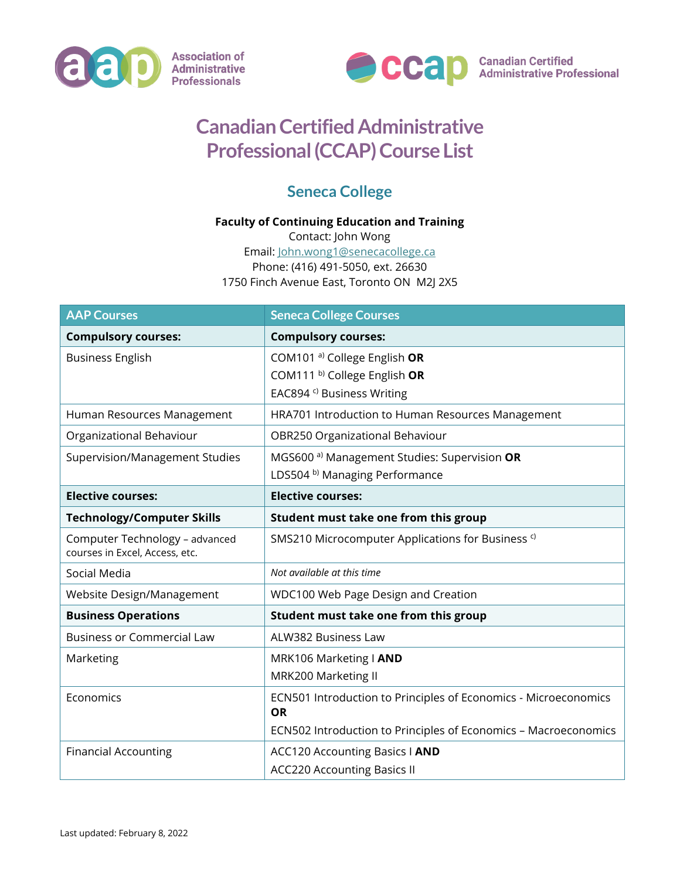Association of Administrative Professionals

Canadian Certified Administrative Professional

# Canadian Certified Administrative Professional (CCAP) Course List

## Seneca College

**Faculty of Continuing Education and Training**
Contact: John Wong
Email: John.wong1@senecacollege.ca
Phone: (416) 491-5050, ext. 26630
1750 Finch Avenue East, Toronto ON M2J 2X5

| AAP Courses | Seneca College Courses |
| --- | --- |
| **Compulsory courses:** | **Compulsory courses:** |
| Business English | COM101 [a)] College English **OR**<br>COM111 [b)] College English **OR**<br>EAC894 [c)] Business Writing |
| Human Resources Management | HRA701 Introduction to Human Resources Management |
| Organizational Behaviour | OBR250 Organizational Behaviour |
| Supervision/Management Studies | MGS600 [a)] Management Studies: Supervision **OR**<br>LDS504 [b)] Managing Performance |
| **Elective courses:** | **Elective courses:** |
| **Technology/Computer Skills** | **Student must take one from this group** |
| Computer Technology – advanced courses in Excel, Access, etc. | SMS210 Microcomputer Applications for Business [c)] |
| Social Media | *Not available at this time* |
| Website Design/Management | WDC100 Web Page Design and Creation |
| **Business Operations** | **Student must take one from this group** |
| Business or Commercial Law | ALW382 Business Law |
| Marketing | MRK106 Marketing I **AND**<br>MRK200 Marketing II |
| Economics | ECN501 Introduction to Principles of Economics - Microeconomics **OR**<br>ECN502 Introduction to Principles of Economics – Macroeconomics |
| Financial Accounting | ACC120 Accounting Basics I **AND**<br>ACC220 Accounting Basics II |

Last updated: February 8, 2022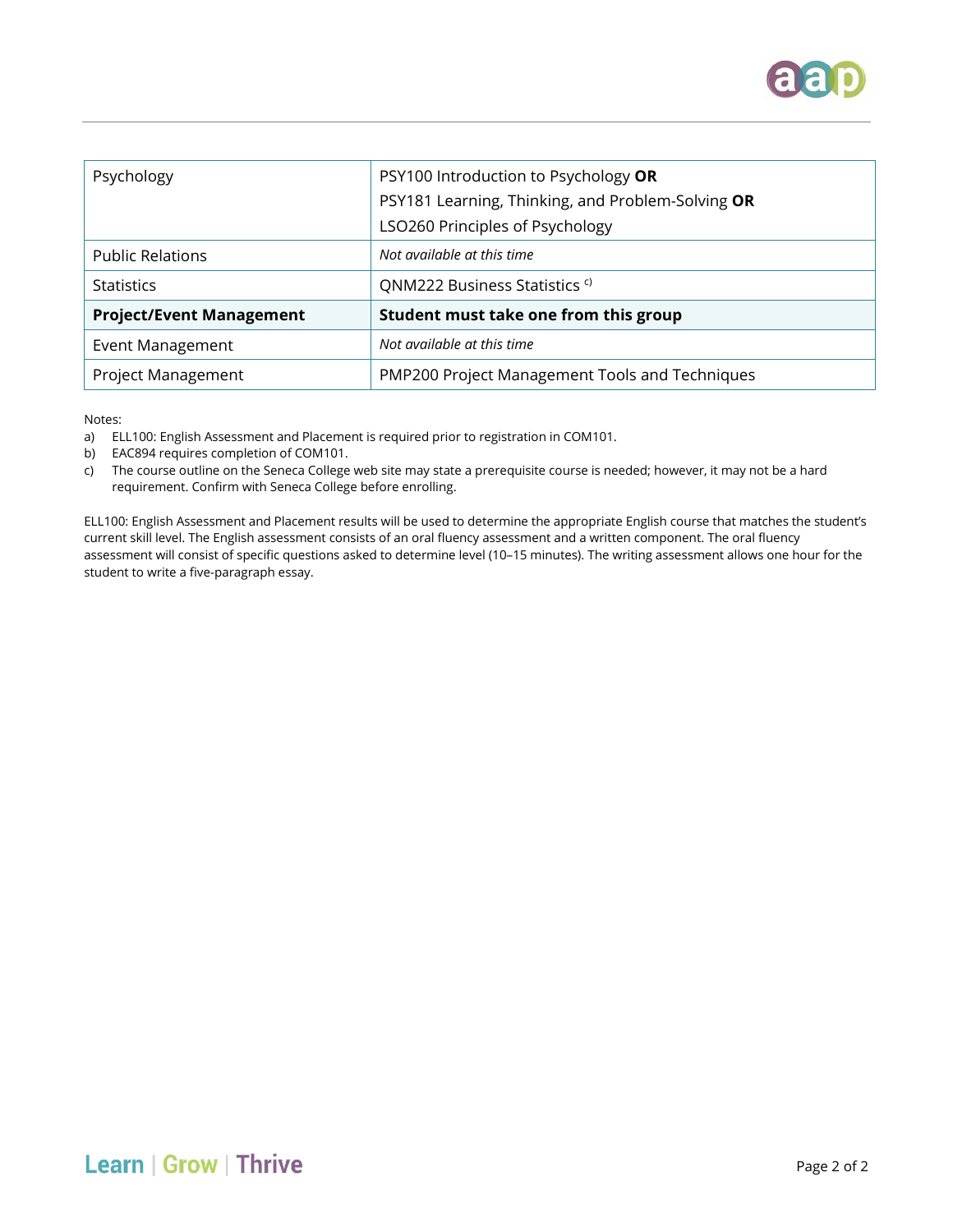| | |
|---|---|
| Psychology | PSY100 Introduction to Psychology **OR**<br>PSY181 Learning, Thinking, and Problem-Solving **OR**<br>LSO260 Principles of Psychology |
| Public Relations | *Not available at this time* |
| Statistics | QNM222 Business Statistics [c)] |
| **Project/Event Management** | **Student must take one from this group** |
| Event Management | *Not available at this time* |
| Project Management | PMP200 Project Management Tools and Techniques |

Notes:

a) ELL100: English Assessment and Placement is required prior to registration in COM101.

b) EAC894 requires completion of COM101.

c) The course outline on the Seneca College web site may state a prerequisite course is needed; however, it may not be a hard requirement. Confirm with Seneca College before enrolling.

ELL100: English Assessment and Placement results will be used to determine the appropriate English course that matches the student's current skill level. The English assessment consists of an oral fluency assessment and a written component. The oral fluency assessment will consist of specific questions asked to determine level (10–15 minutes). The writing assessment allows one hour for the student to write a five-paragraph essay.